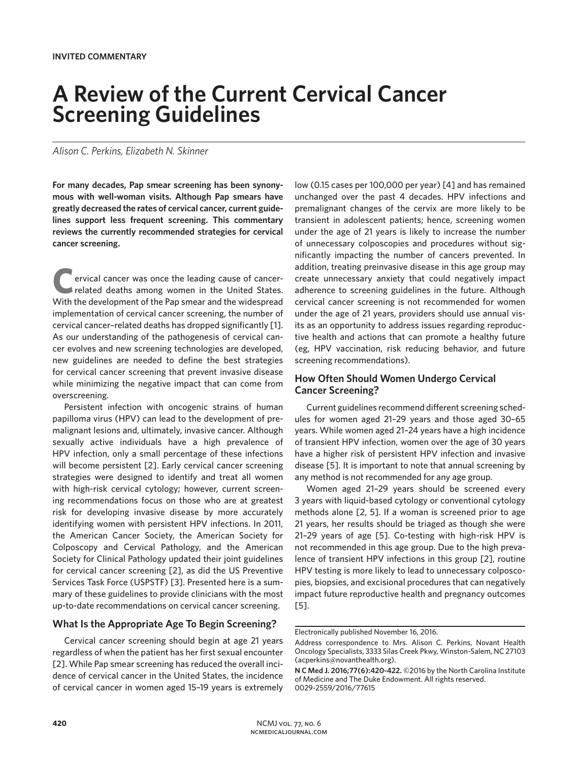INVITED COMMENTARY

# A Review of the Current Cervical Cancer Screening Guidelines

*Alison C. Perkins, Elizabeth N. Skinner*

**For many decades, Pap smear screening has been synonymous with well-woman visits. Although Pap smears have greatly decreased the rates of cervical cancer, current guidelines support less frequent screening. This commentary reviews the currently recommended strategies for cervical cancer screening.**

Cervical cancer was once the leading cause of cancer-related deaths among women in the United States. With the development of the Pap smear and the widespread implementation of cervical cancer screening, the number of cervical cancer–related deaths has dropped significantly [1]. As our understanding of the pathogenesis of cervical cancer evolves and new screening technologies are developed, new guidelines are needed to define the best strategies for cervical cancer screening that prevent invasive disease while minimizing the negative impact that can come from overscreening.

Persistent infection with oncogenic strains of human papilloma virus (HPV) can lead to the development of premalignant lesions and, ultimately, invasive cancer. Although sexually active individuals have a high prevalence of HPV infection, only a small percentage of these infections will become persistent [2]. Early cervical cancer screening strategies were designed to identify and treat all women with high-risk cervical cytology; however, current screening recommendations focus on those who are at greatest risk for developing invasive disease by more accurately identifying women with persistent HPV infections. In 2011, the American Cancer Society, the American Society for Colposcopy and Cervical Pathology, and the American Society for Clinical Pathology updated their joint guidelines for cervical cancer screening [2], as did the US Preventive Services Task Force (USPSTF) [3]. Presented here is a summary of these guidelines to provide clinicians with the most up-to-date recommendations on cervical cancer screening.

## What Is the Appropriate Age To Begin Screening?

Cervical cancer screening should begin at age 21 years regardless of when the patient has her first sexual encounter [2]. While Pap smear screening has reduced the overall incidence of cervical cancer in the United States, the incidence of cervical cancer in women aged 15–19 years is extremely low (0.15 cases per 100,000 per year) [4] and has remained unchanged over the past 4 decades. HPV infections and premalignant changes of the cervix are more likely to be transient in adolescent patients; hence, screening women under the age of 21 years is likely to increase the number of unnecessary colposcopies and procedures without significantly impacting the number of cancers prevented. In addition, treating preinvasive disease in this age group may create unnecessary anxiety that could negatively impact adherence to screening guidelines in the future. Although cervical cancer screening is not recommended for women under the age of 21 years, providers should use annual visits as an opportunity to address issues regarding reproductive health and actions that can promote a healthy future (eg, HPV vaccination, risk reducing behavior, and future screening recommendations).

## How Often Should Women Undergo Cervical Cancer Screening?

Current guidelines recommend different screening schedules for women aged 21–29 years and those aged 30–65 years. While women aged 21–24 years have a high incidence of transient HPV infection, women over the age of 30 years have a higher risk of persistent HPV infection and invasive disease [5]. It is important to note that annual screening by any method is not recommended for any age group.

Women aged 21–29 years should be screened every 3 years with liquid-based cytology or conventional cytology methods alone [2, 5]. If a woman is screened prior to age 21 years, her results should be triaged as though she were 21–29 years of age [5]. Co-testing with high-risk HPV is not recommended in this age group. Due to the high prevalence of transient HPV infections in this group [2], routine HPV testing is more likely to lead to unnecessary colposcopies, biopsies, and excisional procedures that can negatively impact future reproductive health and pregnancy outcomes [5].

---

Electronically published November 16, 2016.

Address correspondence to Mrs. Alison C. Perkins, Novant Health Oncology Specialists, 3333 Silas Creek Pkwy, Winston-Salem, NC 27103 (acperkins@novanthealth.org).

**N C Med J. 2016;77(6):420-422.** ©2016 by the North Carolina Institute of Medicine and The Duke Endowment. All rights reserved. 0029-2559/2016/77615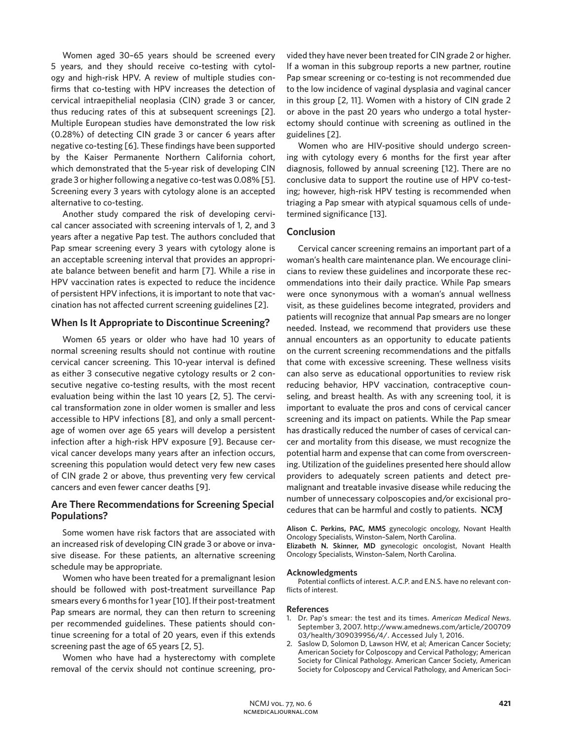Women aged 30–65 years should be screened every 5 years, and they should receive co-testing with cytology and high-risk HPV. A review of multiple studies confirms that co-testing with HPV increases the detection of cervical intraepithelial neoplasia (CIN) grade 3 or cancer, thus reducing rates of this at subsequent screenings [2]. Multiple European studies have demonstrated the low risk (0.28%) of detecting CIN grade 3 or cancer 6 years after negative co-testing [6]. These findings have been supported by the Kaiser Permanente Northern California cohort, which demonstrated that the 5-year risk of developing CIN grade 3 or higher following a negative co-test was 0.08% [5]. Screening every 3 years with cytology alone is an accepted alternative to co-testing.

Another study compared the risk of developing cervical cancer associated with screening intervals of 1, 2, and 3 years after a negative Pap test. The authors concluded that Pap smear screening every 3 years with cytology alone is an acceptable screening interval that provides an appropriate balance between benefit and harm [7]. While a rise in HPV vaccination rates is expected to reduce the incidence of persistent HPV infections, it is important to note that vaccination has not affected current screening guidelines [2].

## When Is It Appropriate to Discontinue Screening?

Women 65 years or older who have had 10 years of normal screening results should not continue with routine cervical cancer screening. This 10-year interval is defined as either 3 consecutive negative cytology results or 2 consecutive negative co-testing results, with the most recent evaluation being within the last 10 years [2, 5]. The cervical transformation zone in older women is smaller and less accessible to HPV infections [8], and only a small percentage of women over age 65 years will develop a persistent infection after a high-risk HPV exposure [9]. Because cervical cancer develops many years after an infection occurs, screening this population would detect very few new cases of CIN grade 2 or above, thus preventing very few cervical cancers and even fewer cancer deaths [9].

## Are There Recommendations for Screening Special Populations?

Some women have risk factors that are associated with an increased risk of developing CIN grade 3 or above or invasive disease. For these patients, an alternative screening schedule may be appropriate.

Women who have been treated for a premalignant lesion should be followed with post-treatment surveillance Pap smears every 6 months for 1 year [10]. If their post-treatment Pap smears are normal, they can then return to screening per recommended guidelines. These patients should continue screening for a total of 20 years, even if this extends screening past the age of 65 years [2, 5].

Women who have had a hysterectomy with complete removal of the cervix should not continue screening, provided they have never been treated for CIN grade 2 or higher. If a woman in this subgroup reports a new partner, routine Pap smear screening or co-testing is not recommended due to the low incidence of vaginal dysplasia and vaginal cancer in this group [2, 11]. Women with a history of CIN grade 2 or above in the past 20 years who undergo a total hysterectomy should continue with screening as outlined in the guidelines [2].

Women who are HIV-positive should undergo screening with cytology every 6 months for the first year after diagnosis, followed by annual screening [12]. There are no conclusive data to support the routine use of HPV co-testing; however, high-risk HPV testing is recommended when triaging a Pap smear with atypical squamous cells of undetermined significance [13].

## Conclusion

Cervical cancer screening remains an important part of a woman's health care maintenance plan. We encourage clinicians to review these guidelines and incorporate these recommendations into their daily practice. While Pap smears were once synonymous with a woman's annual wellness visit, as these guidelines become integrated, providers and patients will recognize that annual Pap smears are no longer needed. Instead, we recommend that providers use these annual encounters as an opportunity to educate patients on the current screening recommendations and the pitfalls that come with excessive screening. These wellness visits can also serve as educational opportunities to review risk reducing behavior, HPV vaccination, contraceptive counseling, and breast health. As with any screening tool, it is important to evaluate the pros and cons of cervical cancer screening and its impact on patients. While the Pap smear has drastically reduced the number of cases of cervical cancer and mortality from this disease, we must recognize the potential harm and expense that can come from overscreening. Utilization of the guidelines presented here should allow providers to adequately screen patients and detect premalignant and treatable invasive disease while reducing the number of unnecessary colposcopies and/or excisional procedures that can be harmful and costly to patients. NCMJ

**Alison C. Perkins, PAC, MMS** gynecologic oncology, Novant Health Oncology Specialists, Winston-Salem, North Carolina.
**Elizabeth N. Skinner, MD** gynecologic oncologist, Novant Health Oncology Specialists, Winston-Salem, North Carolina.

### Acknowledgments

Potential conflicts of interest. A.C.P. and E.N.S. have no relevant conflicts of interest.

### References

1. Dr. Pap's smear: the test and its times. *American Medical News*. September 3, 2007. http://www.amednews.com/article/20070903/health/309039956/4/. Accessed July 1, 2016.
2. Saslow D, Solomon D, Lawson HW, et al; American Cancer Society; American Society for Colposcopy and Cervical Pathology; American Society for Clinical Pathology. American Cancer Society, American Society for Colposcopy and Cervical Pathology, and American Soci-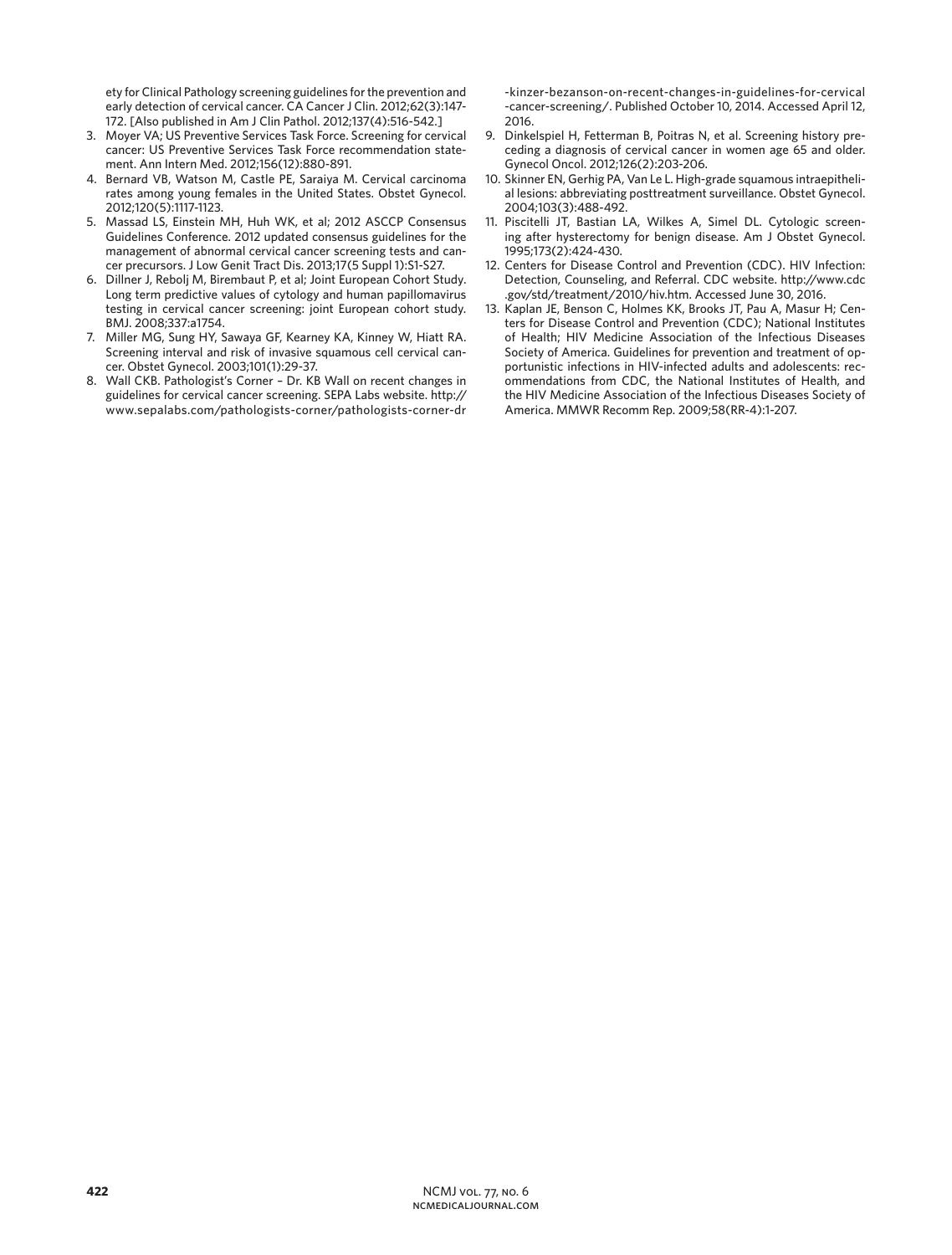ety for Clinical Pathology screening guidelines for the prevention and early detection of cervical cancer. CA Cancer J Clin. 2012;62(3):147-172. [Also published in Am J Clin Pathol. 2012;137(4):516-542.]

3. Moyer VA; US Preventive Services Task Force. Screening for cervical cancer: US Preventive Services Task Force recommendation statement. Ann Intern Med. 2012;156(12):880-891.
4. Bernard VB, Watson M, Castle PE, Saraiya M. Cervical carcinoma rates among young females in the United States. Obstet Gynecol. 2012;120(5):1117-1123.
5. Massad LS, Einstein MH, Huh WK, et al; 2012 ASCCP Consensus Guidelines Conference. 2012 updated consensus guidelines for the management of abnormal cervical cancer screening tests and cancer precursors. J Low Genit Tract Dis. 2013;17(5 Suppl 1):S1-S27.
6. Dillner J, Rebolj M, Birembaut P, et al; Joint European Cohort Study. Long term predictive values of cytology and human papillomavirus testing in cervical cancer screening: joint European cohort study. BMJ. 2008;337:a1754.
7. Miller MG, Sung HY, Sawaya GF, Kearney KA, Kinney W, Hiatt RA. Screening interval and risk of invasive squamous cell cervical cancer. Obstet Gynecol. 2003;101(1):29-37.
8. Wall CKB. Pathologist's Corner – Dr. KB Wall on recent changes in guidelines for cervical cancer screening. SEPA Labs website. http://www.sepalabs.com/pathologists-corner/pathologists-corner-dr-kinzer-bezanson-on-recent-changes-in-guidelines-for-cervical-cancer-screening/. Published October 10, 2014. Accessed April 12, 2016.
9. Dinkelspiel H, Fetterman B, Poitras N, et al. Screening history preceding a diagnosis of cervical cancer in women age 65 and older. Gynecol Oncol. 2012;126(2):203-206.
10. Skinner EN, Gerhig PA, Van Le L. High-grade squamous intraepithelial lesions: abbreviating posttreatment surveillance. Obstet Gynecol. 2004;103(3):488-492.
11. Piscitelli JT, Bastian LA, Wilkes A, Simel DL. Cytologic screening after hysterectomy for benign disease. Am J Obstet Gynecol. 1995;173(2):424-430.
12. Centers for Disease Control and Prevention (CDC). HIV Infection: Detection, Counseling, and Referral. CDC website. http://www.cdc.gov/std/treatment/2010/hiv.htm. Accessed June 30, 2016.
13. Kaplan JE, Benson C, Holmes KK, Brooks JT, Pau A, Masur H; Centers for Disease Control and Prevention (CDC); National Institutes of Health; HIV Medicine Association of the Infectious Diseases Society of America. Guidelines for prevention and treatment of opportunistic infections in HIV-infected adults and adolescents: recommendations from CDC, the National Institutes of Health, and the HIV Medicine Association of the Infectious Diseases Society of America. MMWR Recomm Rep. 2009;58(RR-4):1-207.